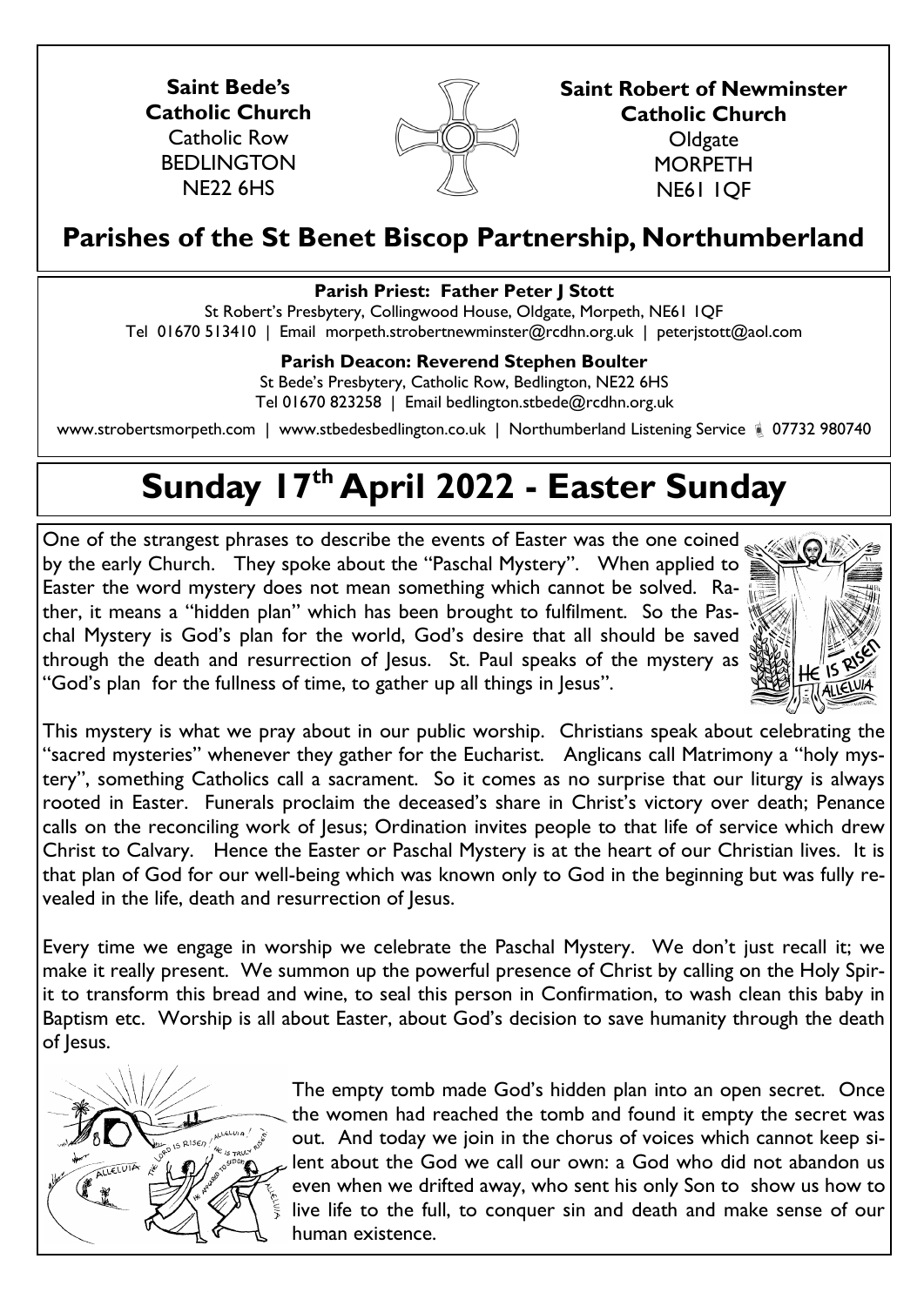**Saint Bede's Catholic Church**
Catholic Row
BEDLINGTON
NE22 6HS

**Saint Robert of Newminster Catholic Church**
Oldgate
MORPETH
NE61 1QF

## Parishes of the St Benet Biscop Partnership, Northumberland

**Parish Priest: Father Peter J Stott**
St Robert's Presbytery, Collingwood House, Oldgate, Morpeth, NE61 1QF
Tel 01670 513410 | Email morpeth.strobertnewminster@rcdhn.org.uk | peterjstott@aol.com

**Parish Deacon: Reverend Stephen Boulter**
St Bede's Presbytery, Catholic Row, Bedlington, NE22 6HS
Tel 01670 823258 | Email bedlington.stbede@rcdhn.org.uk

www.strobertsmorpeth.com | www.stbedesbedlington.co.uk | Northumberland Listening Service 07732 980740

# Sunday 17th April 2022 - Easter Sunday

One of the strangest phrases to describe the events of Easter was the one coined by the early Church. They spoke about the "Paschal Mystery". When applied to Easter the word mystery does not mean something which cannot be solved. Rather, it means a "hidden plan" which has been brought to fulfilment. So the Paschal Mystery is God's plan for the world, God's desire that all should be saved through the death and resurrection of Jesus. St. Paul speaks of the mystery as "God's plan for the fullness of time, to gather up all things in Jesus".

This mystery is what we pray about in our public worship. Christians speak about celebrating the "sacred mysteries" whenever they gather for the Eucharist. Anglicans call Matrimony a "holy mystery", something Catholics call a sacrament. So it comes as no surprise that our liturgy is always rooted in Easter. Funerals proclaim the deceased's share in Christ's victory over death; Penance calls on the reconciling work of Jesus; Ordination invites people to that life of service which drew Christ to Calvary. Hence the Easter or Paschal Mystery is at the heart of our Christian lives. It is that plan of God for our well-being which was known only to God in the beginning but was fully revealed in the life, death and resurrection of Jesus.

Every time we engage in worship we celebrate the Paschal Mystery. We don't just recall it; we make it really present. We summon up the powerful presence of Christ by calling on the Holy Spirit to transform this bread and wine, to seal this person in Confirmation, to wash clean this baby in Baptism etc. Worship is all about Easter, about God's decision to save humanity through the death of Jesus.

The empty tomb made God's hidden plan into an open secret. Once the women had reached the tomb and found it empty the secret was out. And today we join in the chorus of voices which cannot keep silent about the God we call our own: a God who did not abandon us even when we drifted away, who sent his only Son to show us how to live life to the full, to conquer sin and death and make sense of our human existence.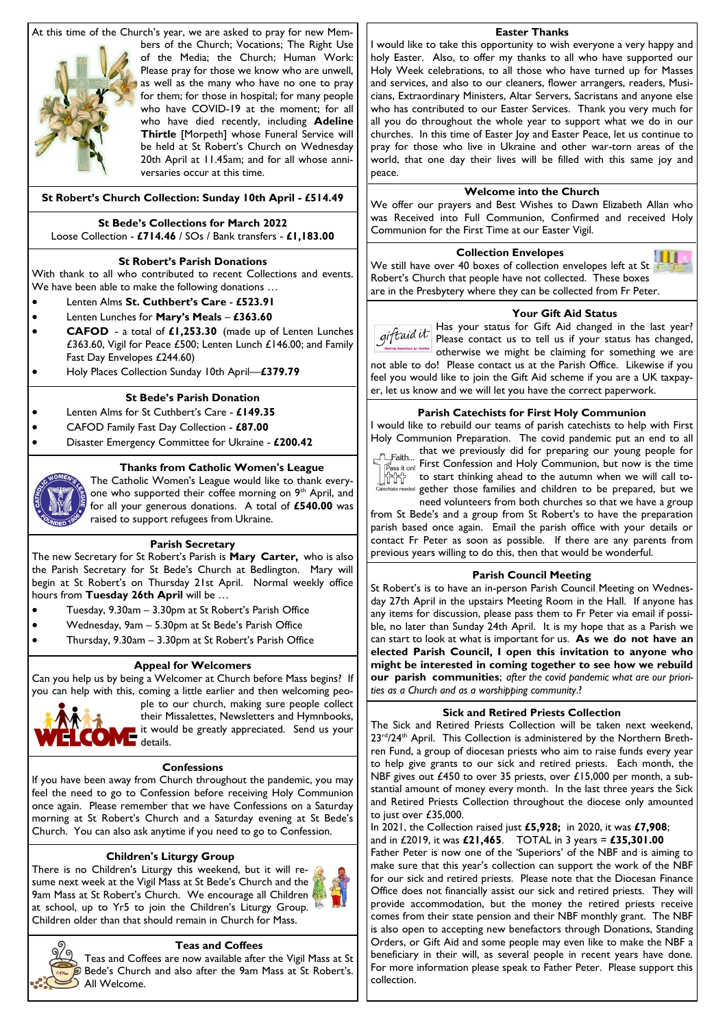At this time of the Church's year, we are asked to pray for new Members of the Church; Vocations; The Right Use of the Media; the Church; Human Work: Please pray for those we know who are unwell, as well as the many who have no one to pray for them; for those in hospital; for many people who have COVID-19 at the moment; for all who have died recently, including **Adeline Thirtle** [Morpeth] whose Funeral Service will be held at St Robert's Church on Wednesday 20th April at 11.45am; and for all whose anniversaries occur at this time.

**St Robert's Church Collection: Sunday 10th April - £514.49**

**St Bede's Collections for March 2022**
Loose Collection - **£714.46** / SOs / Bank transfers - **£1,183.00**

### St Robert's Parish Donations

With thank to all who contributed to recent Collections and events. We have been able to make the following donations …

- Lenten Alms **St. Cuthbert's Care - £523.91**
- Lenten Lunches for **Mary's Meals – £363.60**
- **CAFOD** - a total of **£1,253.30** (made up of Lenten Lunches £363.60, Vigil for Peace £500; Lenten Lunch £146.00; and Family Fast Day Envelopes £244.60)
- Holy Places Collection Sunday 10th April—**£379.79**

### St Bede's Parish Donation

- Lenten Alms for St Cuthbert's Care - **£149.35**
- CAFOD Family Fast Day Collection - **£87.00**
- Disaster Emergency Committee for Ukraine - **£200.42**

### Thanks from Catholic Women's League

The Catholic Women's League would like to thank everyone who supported their coffee morning on 9th April, and for all your generous donations. A total of **£540.00** was raised to support refugees from Ukraine.

### Parish Secretary

The new Secretary for St Robert's Parish is **Mary Carter,** who is also the Parish Secretary for St Bede's Church at Bedlington. Mary will begin at St Robert's on Thursday 21st April. Normal weekly office hours from **Tuesday 26th April** will be …

- Tuesday, 9.30am – 3.30pm at St Robert's Parish Office
- Wednesday, 9am – 5.30pm at St Bede's Parish Office
- Thursday, 9.30am – 3.30pm at St Robert's Parish Office

### Appeal for Welcomers

Can you help us by being a Welcomer at Church before Mass begins? If you can help with this, coming a little earlier and then welcoming people to our church, making sure people collect their Missalettes, Newsletters and Hymnbooks, it would be greatly appreciated. Send us your details.

### Confessions

If you have been away from Church throughout the pandemic, you may feel the need to go to Confession before receiving Holy Communion once again. Please remember that we have Confessions on a Saturday morning at St Robert's Church and a Saturday evening at St Bede's Church. You can also ask anytime if you need to go to Confession.

### Children's Liturgy Group

There is no Children's Liturgy this weekend, but it will resume next week at the Vigil Mass at St Bede's Church and the 9am Mass at St Robert's Church. We encourage all Children at school, up to Yr5 to join the Children's Liturgy Group. Children older than that should remain in Church for Mass.

### Teas and Coffees

Teas and Coffees are now available after the Vigil Mass at St Bede's Church and also after the 9am Mass at St Robert's. All Welcome.

### Easter Thanks

I would like to take this opportunity to wish everyone a very happy and holy Easter. Also, to offer my thanks to all who have supported our Holy Week celebrations, to all those who have turned up for Masses and services, and also to our cleaners, flower arrangers, readers, Musicians, Extraordinary Ministers, Altar Servers, Sacristans and anyone else who has contributed to our Easter Services. Thank you very much for all you do throughout the whole year to support what we do in our churches. In this time of Easter Joy and Easter Peace, let us continue to pray for those who live in Ukraine and other war-torn areas of the world, that one day their lives will be filled with this same joy and peace.

### Welcome into the Church

We offer our prayers and Best Wishes to Dawn Elizabeth Allan who was Received into Full Communion, Confirmed and received Holy Communion for the First Time at our Easter Vigil.

### Collection Envelopes

We still have over 40 boxes of collection envelopes left at St Robert's Church that people have not collected. These boxes are in the Presbytery where they can be collected from Fr Peter.

### Your Gift Aid Status

Has your status for Gift Aid changed in the last year? Please contact us to tell us if your status has changed, otherwise we might be claiming for something we are not able to do! Please contact us at the Parish Office. Likewise if you feel you would like to join the Gift Aid scheme if you are a UK taxpayer, let us know and we will let you have the correct paperwork.

### Parish Catechists for First Holy Communion

I would like to rebuild our teams of parish catechists to help with First Holy Communion Preparation. The covid pandemic put an end to all that we previously did for preparing our young people for First Confession and Holy Communion, but now is the time to start thinking ahead to the autumn when we will call together those families and children to be prepared, but we need volunteers from both churches so that we have a group from St Bede's and a group from St Robert's to have the preparation parish based once again. Email the parish office with your details or contact Fr Peter as soon as possible. If there are any parents from previous years willing to do this, then that would be wonderful.

### Parish Council Meeting

St Robert's is to have an in-person Parish Council Meeting on Wednesday 27th April in the upstairs Meeting Room in the Hall. If anyone has any items for discussion, please pass them to Fr Peter via email if possible, no later than Sunday 24th April. It is my hope that as a Parish we can start to look at what is important for us. **As we do not have an elected Parish Council, I open this invitation to anyone who might be interested in coming together to see how we rebuild our parish communities**; *after the covid pandemic what are our priorities as a Church and as a worshipping community.?*

### Sick and Retired Priests Collection

The Sick and Retired Priests Collection will be taken next weekend, 23rd/24th April. This Collection is administered by the Northern Brethren Fund, a group of diocesan priests who aim to raise funds every year to help give grants to our sick and retired priests. Each month, the NBF gives out £450 to over 35 priests, over £15,000 per month, a substantial amount of money every month. In the last three years the Sick and Retired Priests Collection throughout the diocese only amounted to just over £35,000.

In 2021, the Collection raised just **£5,928;** in 2020, it was **£7,908**; and in £2019, it was **£21,465**. TOTAL in 3 years = **£35,301.00**

Father Peter is now one of the 'Superiors' of the NBF and is aiming to make sure that this year's collection can support the work of the NBF for our sick and retired priests. Please note that the Diocesan Finance Office does not financially assist our sick and retired priests. They will provide accommodation, but the money the retired priests receive comes from their state pension and their NBF monthly grant. The NBF is also open to accepting new benefactors through Donations, Standing Orders, or Gift Aid and some people may even like to make the NBF a beneficiary in their will, as several people in recent years have done. For more information please speak to Father Peter. Please support this collection.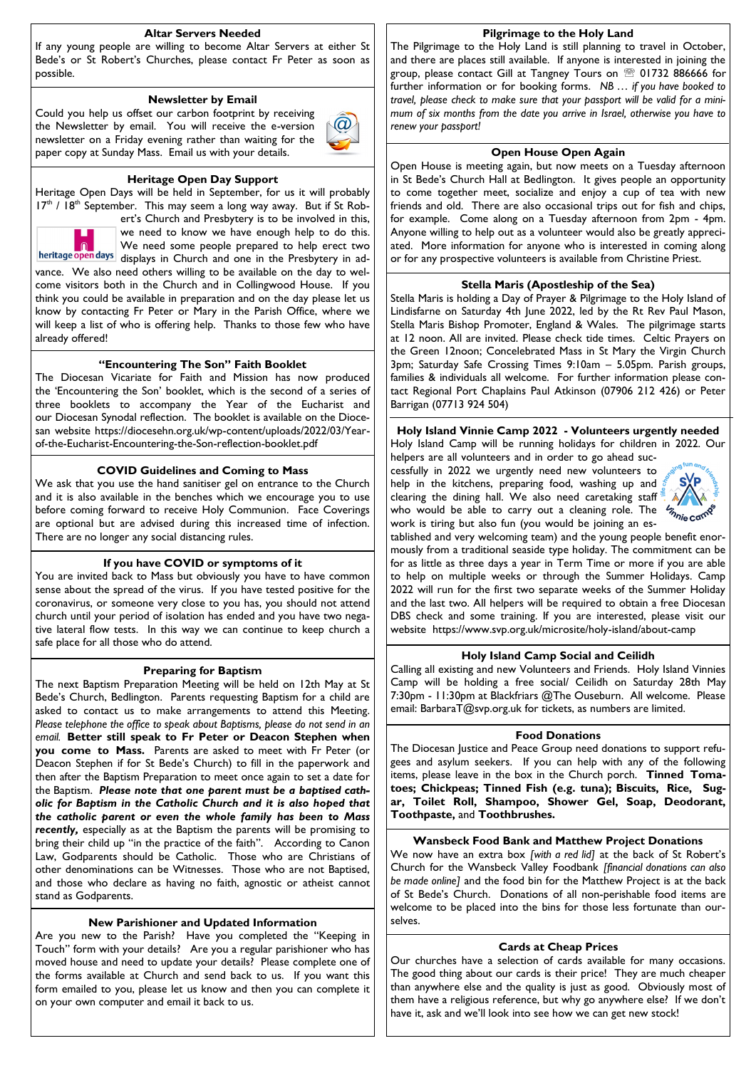## Altar Servers Needed

If any young people are willing to become Altar Servers at either St Bede's or St Robert's Churches, please contact Fr Peter as soon as possible.

## Newsletter by Email

Could you help us offset our carbon footprint by receiving the Newsletter by email. You will receive the e-version newsletter on a Friday evening rather than waiting for the paper copy at Sunday Mass. Email us with your details.

## Heritage Open Day Support

Heritage Open Days will be held in September, for us it will probably 17th / 18th September. This may seem a long way away. But if St Robert's Church and Presbytery is to be involved in this, we need to know we have enough help to do this. We need some people prepared to help erect two displays in Church and one in the Presbytery in advance. We also need others willing to be available on the day to welcome visitors both in the Church and in Collingwood House. If you think you could be available in preparation and on the day please let us know by contacting Fr Peter or Mary in the Parish Office, where we will keep a list of who is offering help. Thanks to those few who have already offered!

## "Encountering The Son" Faith Booklet

The Diocesan Vicariate for Faith and Mission has now produced the 'Encountering the Son' booklet, which is the second of a series of three booklets to accompany the Year of the Eucharist and our Diocesan Synodal reflection. The booklet is available on the Diocesan website https://diocesehn.org.uk/wp-content/uploads/2022/03/Year-of-the-Eucharist-Encountering-the-Son-reflection-booklet.pdf

## COVID Guidelines and Coming to Mass

We ask that you use the hand sanitiser gel on entrance to the Church and it is also available in the benches which we encourage you to use before coming forward to receive Holy Communion. Face Coverings are optional but are advised during this increased time of infection. There are no longer any social distancing rules.

## If you have COVID or symptoms of it

You are invited back to Mass but obviously you have to have common sense about the spread of the virus. If you have tested positive for the coronavirus, or someone very close to you has, you should not attend church until your period of isolation has ended and you have two negative lateral flow tests. In this way we can continue to keep church a safe place for all those who do attend.

## Preparing for Baptism

The next Baptism Preparation Meeting will be held on 12th May at St Bede's Church, Bedlington. Parents requesting Baptism for a child are asked to contact us to make arrangements to attend this Meeting. *Please telephone the office to speak about Baptisms, please do not send in an email.* **Better still speak to Fr Peter or Deacon Stephen when you come to Mass.** Parents are asked to meet with Fr Peter (or Deacon Stephen if for St Bede's Church) to fill in the paperwork and then after the Baptism Preparation to meet once again to set a date for the Baptism. ***Please note that one parent must be a baptised catholic for Baptism in the Catholic Church and it is also hoped that the catholic parent or even the whole family has been to Mass recently,*** especially as at the Baptism the parents will be promising to bring their child up "in the practice of the faith". According to Canon Law, Godparents should be Catholic. Those who are Christians of other denominations can be Witnesses. Those who are not Baptised, and those who declare as having no faith, agnostic or atheist cannot stand as Godparents.

## New Parishioner and Updated Information

Are you new to the Parish? Have you completed the "Keeping in Touch" form with your details? Are you a regular parishioner who has moved house and need to update your details? Please complete one of the forms available at Church and send back to us. If you want this form emailed to you, please let us know and then you can complete it on your own computer and email it back to us.

## Pilgrimage to the Holy Land

The Pilgrimage to the Holy Land is still planning to travel in October, and there are places still available. If anyone is interested in joining the group, please contact Gill at Tangney Tours on ☏ 01732 886666 for further information or for booking forms. *NB … if you have booked to travel, please check to make sure that your passport will be valid for a minimum of six months from the date you arrive in Israel, otherwise you have to renew your passport!*

## Open House Open Again

Open House is meeting again, but now meets on a Tuesday afternoon in St Bede's Church Hall at Bedlington. It gives people an opportunity to come together meet, socialize and enjoy a cup of tea with new friends and old. There are also occasional trips out for fish and chips, for example. Come along on a Tuesday afternoon from 2pm - 4pm. Anyone willing to help out as a volunteer would also be greatly appreciated. More information for anyone who is interested in coming along or for any prospective volunteers is available from Christine Priest.

## Stella Maris (Apostleship of the Sea)

Stella Maris is holding a Day of Prayer & Pilgrimage to the Holy Island of Lindisfarne on Saturday 4th June 2022, led by the Rt Rev Paul Mason, Stella Maris Bishop Promoter, England & Wales. The pilgrimage starts at 12 noon. All are invited. Please check tide times. Celtic Prayers on the Green 12noon; Concelebrated Mass in St Mary the Virgin Church 3pm; Saturday Safe Crossing Times 9:10am – 5.05pm. Parish groups, families & individuals all welcome. For further information please contact Regional Port Chaplains Paul Atkinson (07906 212 426) or Peter Barrigan (07713 924 504)

## Holy Island Vinnie Camp 2022 - Volunteers urgently needed

Holy Island Camp will be running holidays for children in 2022. Our helpers are all volunteers and in order to go ahead successfully in 2022 we urgently need new volunteers to help in the kitchens, preparing food, washing up and clearing the dining hall. We also need caretaking staff who would be able to carry out a cleaning role. The work is tiring but also fun (you would be joining an established and very welcoming team) and the young people benefit enormously from a traditional seaside type holiday. The commitment can be for as little as three days a year in Term Time or more if you are able to help on multiple weeks or through the Summer Holidays. Camp 2022 will run for the first two separate weeks of the Summer Holiday and the last two. All helpers will be required to obtain a free Diocesan DBS check and some training. If you are interested, please visit our website https://www.svp.org.uk/microsite/holy-island/about-camp

## Holy Island Camp Social and Ceilidh

Calling all existing and new Volunteers and Friends. Holy Island Vinnies Camp will be holding a free social/ Ceilidh on Saturday 28th May 7:30pm - 11:30pm at Blackfriars @The Ouseburn. All welcome. Please email: BarbaraT@svp.org.uk for tickets, as numbers are limited.

## Food Donations

The Diocesan Justice and Peace Group need donations to support refugees and asylum seekers. If you can help with any of the following items, please leave in the box in the Church porch. **Tinned Tomatoes; Chickpeas; Tinned Fish (e.g. tuna); Biscuits, Rice, Sugar, Toilet Roll, Shampoo, Shower Gel, Soap, Deodorant, Toothpaste,** and **Toothbrushes.**

## Wansbeck Food Bank and Matthew Project Donations

We now have an extra box *[with a red lid]* at the back of St Robert's Church for the Wansbeck Valley Foodbank *[financial donations can also be made online]* and the food bin for the Matthew Project is at the back of St Bede's Church. Donations of all non-perishable food items are welcome to be placed into the bins for those less fortunate than ourselves.

## Cards at Cheap Prices

Our churches have a selection of cards available for many occasions. The good thing about our cards is their price! They are much cheaper than anywhere else and the quality is just as good. Obviously most of them have a religious reference, but why go anywhere else? If we don't have it, ask and we'll look into see how we can get new stock!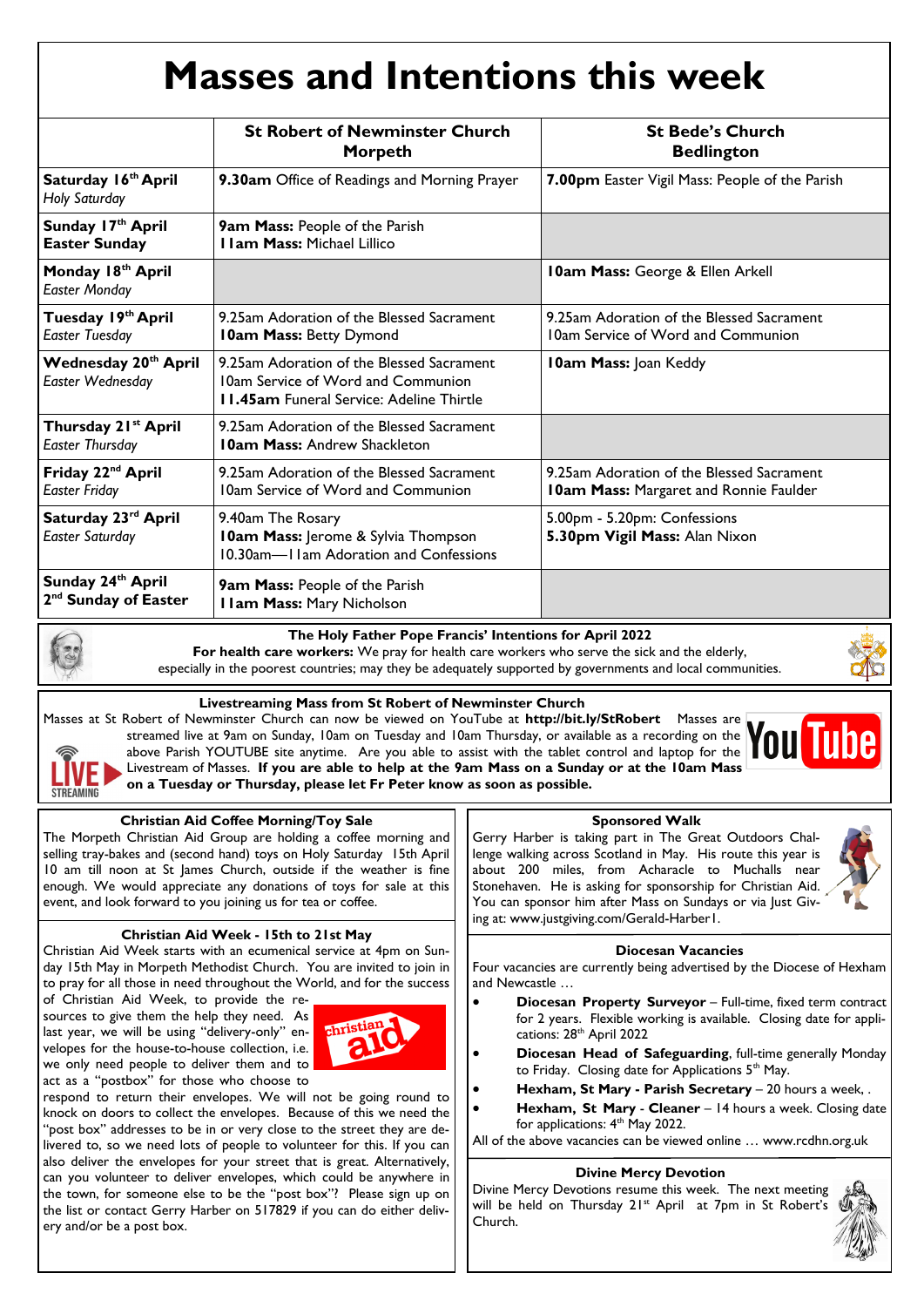# Masses and Intentions this week

| | St Robert of Newminster Church Morpeth | St Bede's Church Bedlington |
|---|---|---|
| **Saturday 16th April** *Holy Saturday* | **9.30am** Office of Readings and Morning Prayer | **7.00pm** Easter Vigil Mass: People of the Parish |
| **Sunday 17th April** **Easter Sunday** | **9am Mass:** People of the Parish **11am Mass:** Michael Lillico | |
| **Monday 18th April** *Easter Monday* | | **10am Mass:** George & Ellen Arkell |
| **Tuesday 19th April** *Easter Tuesday* | 9.25am Adoration of the Blessed Sacrament **10am Mass:** Betty Dymond | 9.25am Adoration of the Blessed Sacrament 10am Service of Word and Communion |
| **Wednesday 20th April** *Easter Wednesday* | 9.25am Adoration of the Blessed Sacrament 10am Service of Word and Communion **11.45am** Funeral Service: Adeline Thirtle | **10am Mass:** Joan Keddy |
| **Thursday 21st April** *Easter Thursday* | 9.25am Adoration of the Blessed Sacrament **10am Mass:** Andrew Shackleton | |
| **Friday 22nd April** *Easter Friday* | 9.25am Adoration of the Blessed Sacrament 10am Service of Word and Communion | 9.25am Adoration of the Blessed Sacrament **10am Mass:** Margaret and Ronnie Faulder |
| **Saturday 23rd April** *Easter Saturday* | 9.40am The Rosary **10am Mass:** Jerome & Sylvia Thompson 10.30am—11am Adoration and Confessions | 5.00pm - 5.20pm: Confessions **5.30pm Vigil Mass:** Alan Nixon |
| **Sunday 24th April** **2nd Sunday of Easter** | **9am Mass:** People of the Parish **11am Mass:** Mary Nicholson | |

**The Holy Father Pope Francis' Intentions for April 2022**

**For health care workers:** We pray for health care workers who serve the sick and the elderly, especially in the poorest countries; may they be adequately supported by governments and local communities.

### Livestreaming Mass from St Robert of Newminster Church

Masses at St Robert of Newminster Church can now be viewed on YouTube at **http://bit.ly/StRobert** Masses are streamed live at 9am on Sunday, 10am on Tuesday and 10am Thursday, or available as a recording on the above Parish YOUTUBE site anytime. Are you able to assist with the tablet control and laptop for the Livestream of Masses. **If you are able to help at the 9am Mass on a Sunday or at the 10am Mass on a Tuesday or Thursday, please let Fr Peter know as soon as possible.**

### Christian Aid Coffee Morning/Toy Sale

The Morpeth Christian Aid Group are holding a coffee morning and selling tray-bakes and (second hand) toys on Holy Saturday 15th April 10 am till noon at St James Church, outside if the weather is fine enough. We would appreciate any donations of toys for sale at this event, and look forward to you joining us for tea or coffee.

### Christian Aid Week - 15th to 21st May

Christian Aid Week starts with an ecumenical service at 4pm on Sunday 15th May in Morpeth Methodist Church. You are invited to join in to pray for all those in need throughout the World, and for the success of Christian Aid Week, to provide the resources to give them the help they need. As last year, we will be using "delivery-only" envelopes for the house-to-house collection, i.e. we only need people to deliver them and to act as a "postbox" for those who choose to respond to return their envelopes. We will not be going round to knock on doors to collect the envelopes. Because of this we need the "post box" addresses to be in or very close to the street they are delivered to, so we need lots of people to volunteer for this. If you can also deliver the envelopes for your street that is great. Alternatively, can you volunteer to deliver envelopes, which could be anywhere in the town, for someone else to be the "post box"? Please sign up on the list or contact Gerry Harber on 517829 if you can do either delivery and/or be a post box.

### Sponsored Walk

Gerry Harber is taking part in The Great Outdoors Challenge walking across Scotland in May. His route this year is about 200 miles, from Acharacle to Muchalls near Stonehaven. He is asking for sponsorship for Christian Aid. You can sponsor him after Mass on Sundays or via Just Giving at: www.justgiving.com/Gerald-Harber1.

### Diocesan Vacancies

Four vacancies are currently being advertised by the Diocese of Hexham and Newcastle …

- **Diocesan Property Surveyor** – Full-time, fixed term contract for 2 years. Flexible working is available. Closing date for applications: 28th April 2022
- **Diocesan Head of Safeguarding**, full-time generally Monday to Friday. Closing date for Applications 5th May.
- **Hexham, St Mary - Parish Secretary** – 20 hours a week, .
- **Hexham, St Mary - Cleaner** – 14 hours a week. Closing date for applications: 4th May 2022.

All of the above vacancies can be viewed online … www.rcdhn.org.uk

### Divine Mercy Devotion

Divine Mercy Devotions resume this week. The next meeting will be held on Thursday 21st April at 7pm in St Robert's Church.